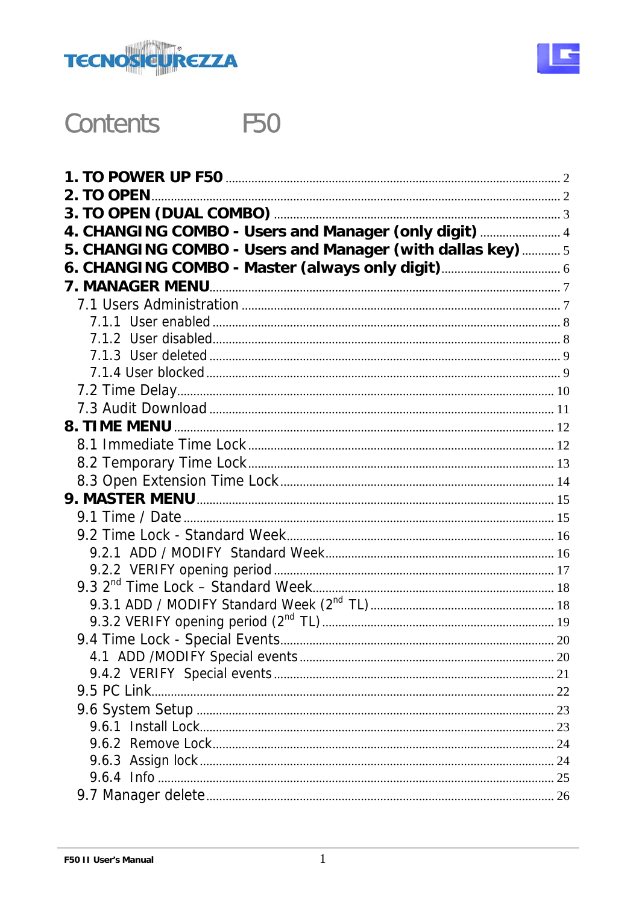TECNOSICUREZZA

# Contents F50

**1. TO POWER UP F50** ........ 2
**2. TO OPEN** ........ 2
**3. TO OPEN (DUAL COMBO)** ........ 3
**4. CHANGING COMBO - Users and Manager (only digit)** ........ 4
**5. CHANGING COMBO - Users and Manager (with dallas key)** ........ 5
**6. CHANGING COMBO - Master (always only digit)** ........ 6
**7. MANAGER MENU** ........ 7
- 7.1 Users Administration ........ 7
  - 7.1.1 User enabled ........ 8
  - 7.1.2 User disabled ........ 8
  - 7.1.3 User deleted ........ 9
  - 7.1.4 User blocked ........ 9
- 7.2 Time Delay ........ 10
- 7.3 Audit Download ........ 11

**8. TIME MENU** ........ 12
- 8.1 Immediate Time Lock ........ 12
- 8.2 Temporary Time Lock ........ 13
- 8.3 Open Extension Time Lock ........ 14

**9. MASTER MENU** ........ 15
- 9.1 Time / Date ........ 15
- 9.2 Time Lock - Standard Week ........ 16
  - 9.2.1 ADD / MODIFY Standard Week ........ 16
  - 9.2.2 VERIFY opening period ........ 17
- 9.3 2nd Time Lock – Standard Week ........ 18
  - 9.3.1 ADD / MODIFY Standard Week (2nd TL) ........ 18
  - 9.3.2 VERIFY opening period (2nd TL) ........ 19
- 9.4 Time Lock - Special Events ........ 20
  - 4.1 ADD /MODIFY Special events ........ 20
  - 9.4.2 VERIFY Special events ........ 21
- 9.5 PC Link ........ 22
- 9.6 System Setup ........ 23
  - 9.6.1 Install Lock ........ 23
  - 9.6.2 Remove Lock ........ 24
  - 9.6.3 Assign lock ........ 24
  - 9.6.4 Info ........ 25
- 9.7 Manager delete ........ 26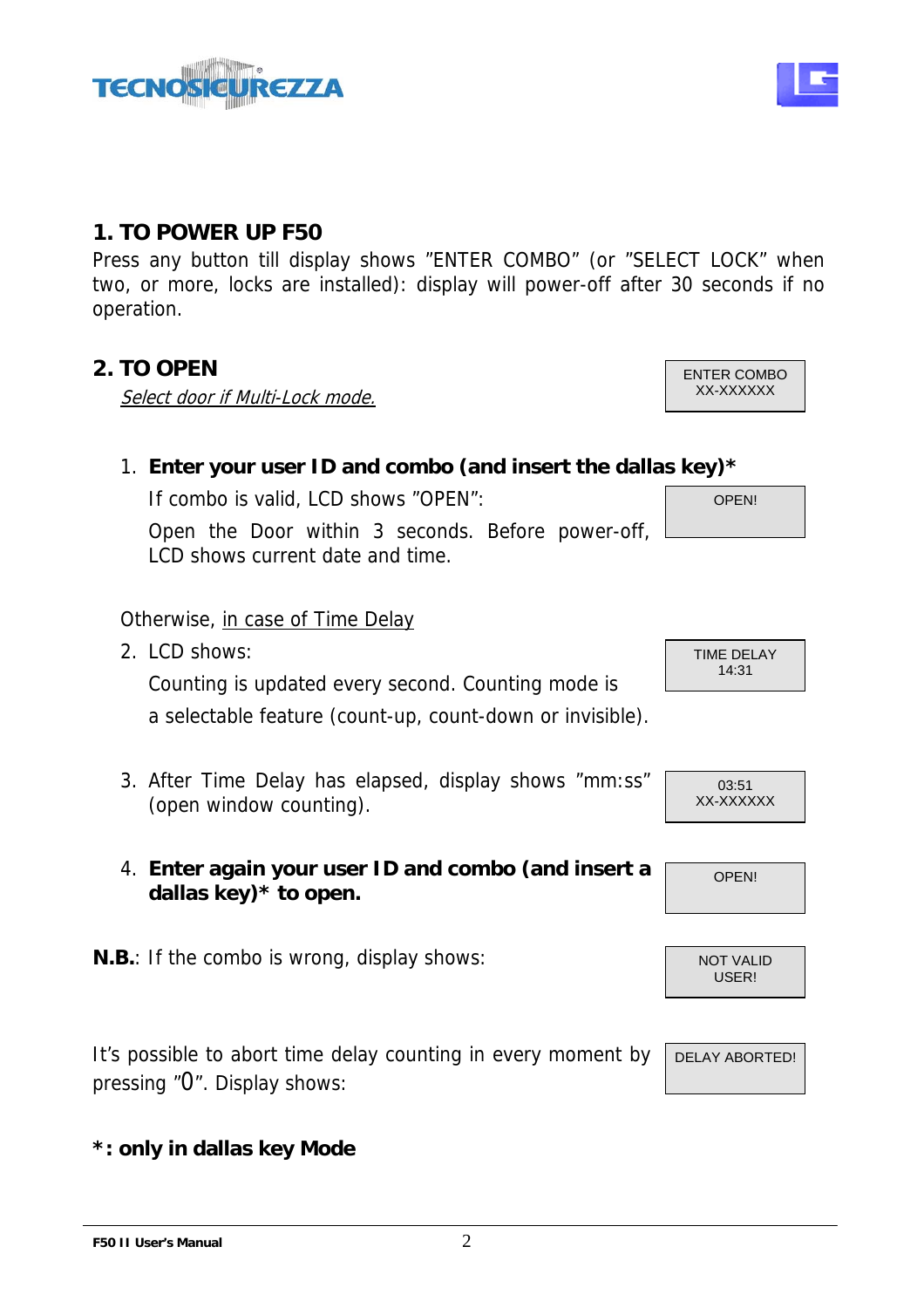## 1. TO POWER UP F50

Press any button till display shows "ENTER COMBO" (or "SELECT LOCK" when two, or more, locks are installed): display will power-off after 30 seconds if no operation.

## 2. TO OPEN

Select door if Multi-Lock mode.

```
ENTER COMBO
XX-XXXXXX
```

1. **Enter your user ID and combo (and insert the dallas key)***

   If combo is valid, LCD shows "OPEN":

   ```
   OPEN!
   ```

   Open the Door within 3 seconds. Before power-off, LCD shows current date and time.

Otherwise, in case of Time Delay

2. LCD shows:

   ```
   TIME DELAY
   14:31
   ```

   Counting is updated every second. Counting mode is a selectable feature (count-up, count-down or invisible).

3. After Time Delay has elapsed, display shows "mm:ss" (open window counting).

   ```
   03:51
   XX-XXXXXX
   ```

4. **Enter again your user ID and combo (and insert a dallas key)* to open.**

   ```
   OPEN!
   ```

**N.B.**: If the combo is wrong, display shows:

```
NOT VALID
USER!
```

It's possible to abort time delay counting in every moment by pressing "0". Display shows:

```
DELAY ABORTED!
```

***: only in dallas key Mode**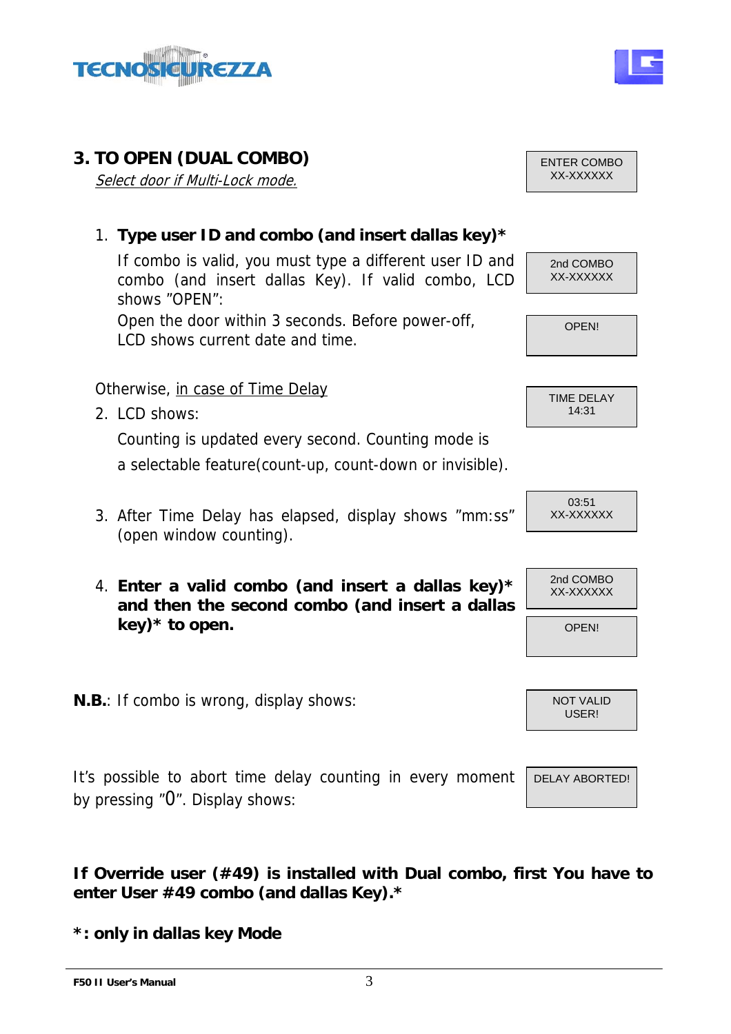## 3. TO OPEN (DUAL COMBO)

*Select door if Multi-Lock mode.*

```
ENTER COMBO
XX-XXXXXX
```

1. **Type user ID and combo (and insert dallas key)***

   If combo is valid, you must type a different user ID and combo (and insert dallas Key). If valid combo, LCD shows "OPEN":

   ```
   2nd COMBO
   XX-XXXXXX
   ```

   Open the door within 3 seconds. Before power-off, LCD shows current date and time.

   ```
   OPEN!
   ```

Otherwise, in case of Time Delay

2. LCD shows:

   ```
   TIME DELAY
   14:31
   ```

   Counting is updated every second. Counting mode is a selectable feature(count-up, count-down or invisible).

3. After Time Delay has elapsed, display shows "mm:ss" (open window counting).

   ```
   03:51
   XX-XXXXXX
   ```

4. **Enter a valid combo (and insert a dallas key)* and then the second combo (and insert a dallas key)* to open.**

   ```
   2nd COMBO
   XX-XXXXXX
   ```

   ```
   OPEN!
   ```

**N.B.**: If combo is wrong, display shows:

```
NOT VALID
USER!
```

It's possible to abort time delay counting in every moment by pressing "0". Display shows:

```
DELAY ABORTED!
```

**If Override user (#49) is installed with Dual combo, first You have to enter User #49 combo (and dallas Key).***

**\*: only in dallas key Mode**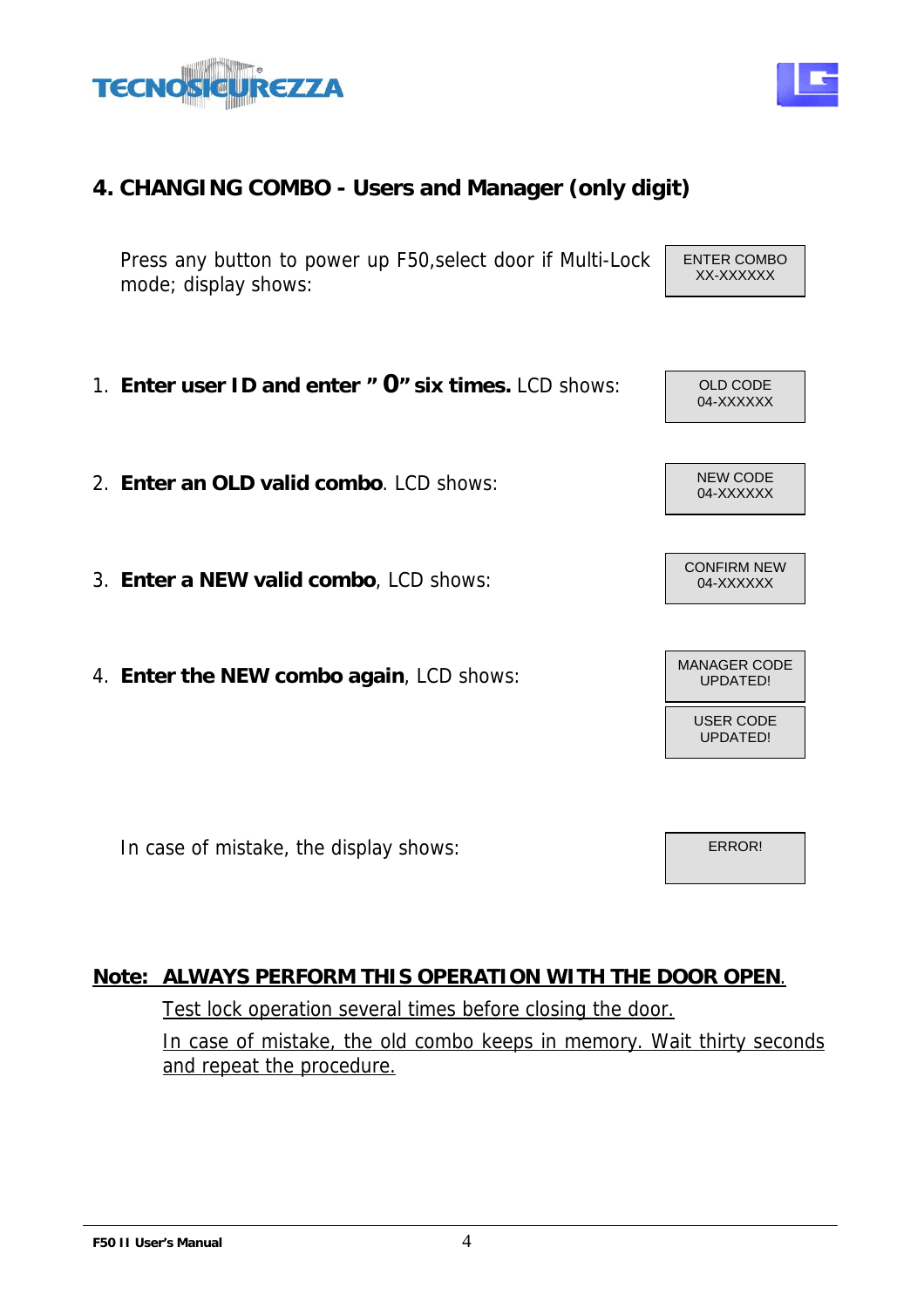## 4. CHANGING COMBO - Users and Manager (only digit)

Press any button to power up F50,select door if Multi-Lock mode; display shows:

ENTER COMBO
XX-XXXXXX

1. **Enter user ID and enter " 0" six times.** LCD shows:

   OLD CODE
   04-XXXXXX

2. **Enter an OLD valid combo**. LCD shows:

   NEW CODE
   04-XXXXXX

3. **Enter a NEW valid combo**, LCD shows:

   CONFIRM NEW
   04-XXXXXX

4. **Enter the NEW combo again**, LCD shows:

   MANAGER CODE
   UPDATED!

   USER CODE
   UPDATED!

In case of mistake, the display shows:

ERROR!

**Note: ALWAYS PERFORM THIS OPERATION WITH THE DOOR OPEN.**

Test lock operation several times before closing the door.

In case of mistake, the old combo keeps in memory. Wait thirty seconds and repeat the procedure.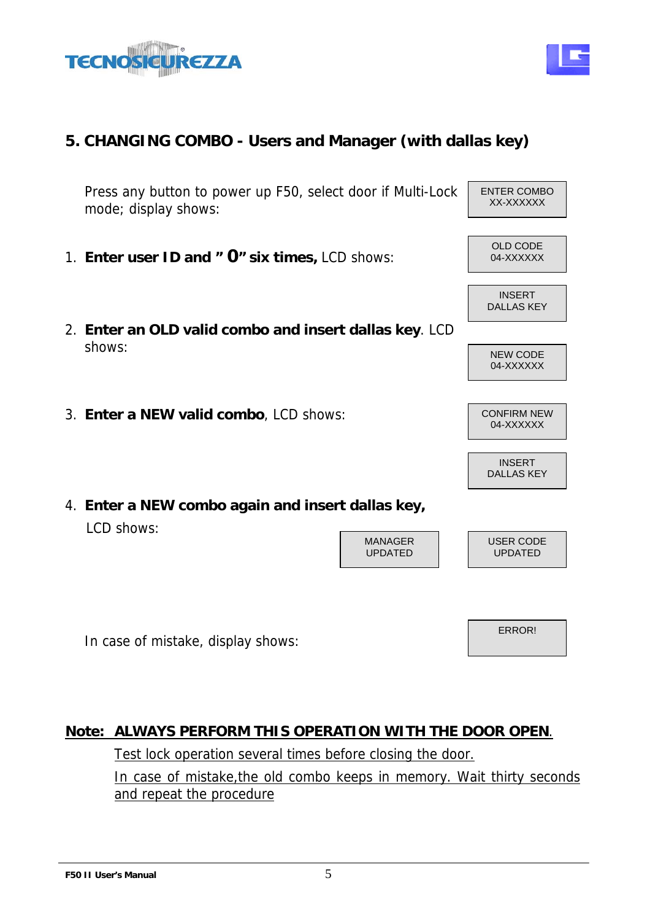## 5. CHANGING COMBO - Users and Manager (with dallas key)

Press any button to power up F50, select door if Multi-Lock mode; display shows:

```
ENTER COMBO
XX-XXXXXX
```

1. **Enter user ID and " 0" six times,** LCD shows:

```
OLD CODE
04-XXXXXX
```

```
INSERT
DALLAS KEY
```

2. **Enter an OLD valid combo and insert dallas key**. LCD shows:

```
NEW CODE
04-XXXXXX
```

3. **Enter a NEW valid combo**, LCD shows:

```
CONFIRM NEW
04-XXXXXX
```

```
INSERT
DALLAS KEY
```

4. **Enter a NEW combo again and insert dallas key,** LCD shows:

```
MANAGER
UPDATED
```

```
USER CODE
UPDATED
```

In case of mistake, display shows:

```
ERROR!
```

**Note: ALWAYS PERFORM THIS OPERATION WITH THE DOOR OPEN.**

Test lock operation several times before closing the door.

In case of mistake,the old combo keeps in memory. Wait thirty seconds and repeat the procedure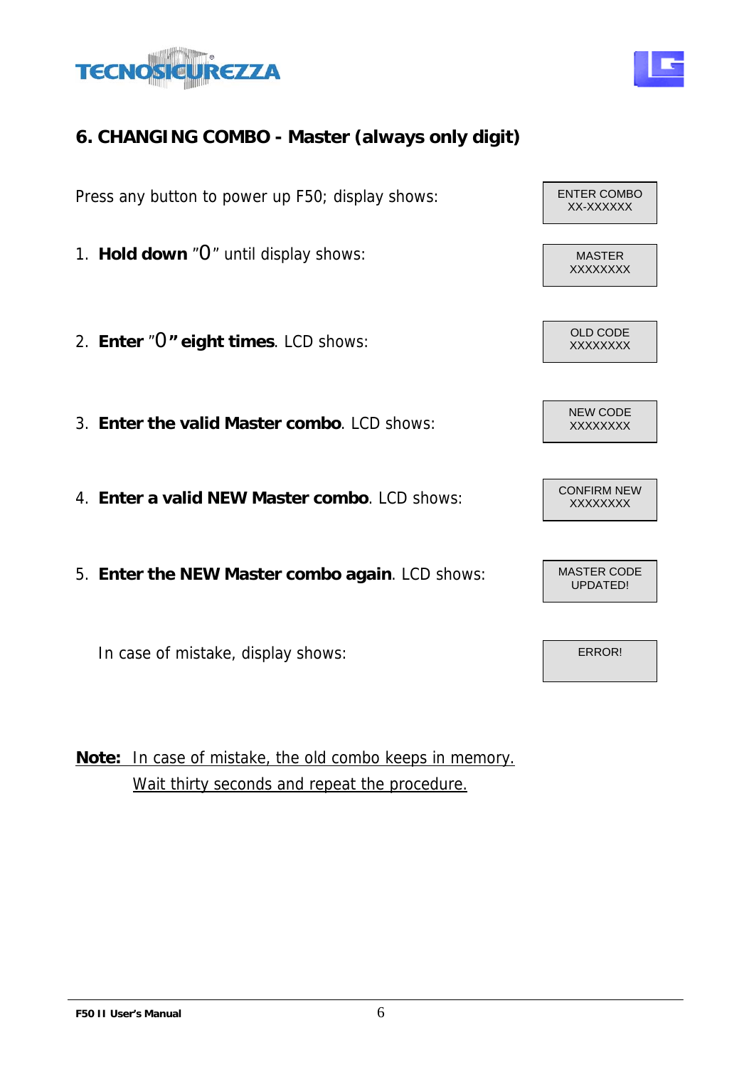## 6. CHANGING COMBO - Master (always only digit)

| Step | Display |
|---|---|
| Press any button to power up F50; display shows: | ENTER COMBO XX-XXXXXX |
| 1. **Hold down** ”0” until display shows: | MASTER XXXXXXXX |
| 2. **Enter** ”0**” eight times**. LCD shows: | OLD CODE XXXXXXXX |
| 3. **Enter the valid Master combo**. LCD shows: | NEW CODE XXXXXXXX |
| 4. **Enter a valid NEW Master combo**. LCD shows: | CONFIRM NEW XXXXXXXX |
| 5. **Enter the NEW Master combo again**. LCD shows: | MASTER CODE UPDATED! |
| In case of mistake, display shows: | ERROR! |

**Note:** In case of mistake, the old combo keeps in memory. Wait thirty seconds and repeat the procedure.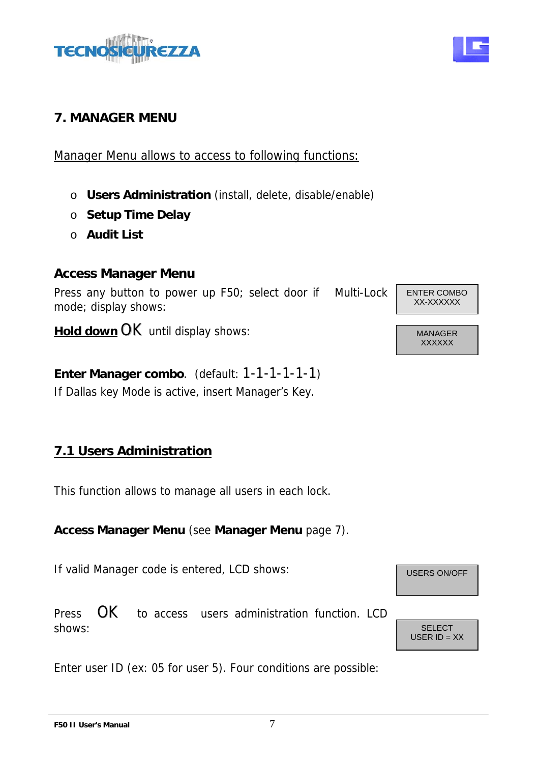# 7. MANAGER MENU

Manager Menu allows to access to following functions:

- **Users Administration** (install, delete, disable/enable)
- **Setup Time Delay**
- **Audit List**

### Access Manager Menu

Press any button to power up F50; select door if Multi-Lock mode; display shows:

ENTER COMBO
XX-XXXXXX

**Hold down** OK until display shows:

MANAGER
XXXXXX

**Enter Manager combo**. (default: 1-1-1-1-1-1)
If Dallas key Mode is active, insert Manager's Key.

## 7.1 Users Administration

This function allows to manage all users in each lock.

**Access Manager Menu** (see **Manager Menu** page 7).

If valid Manager code is entered, LCD shows:

USERS ON/OFF

Press OK to access users administration function. LCD shows:

SELECT
USER ID = XX

Enter user ID (ex: 05 for user 5). Four conditions are possible: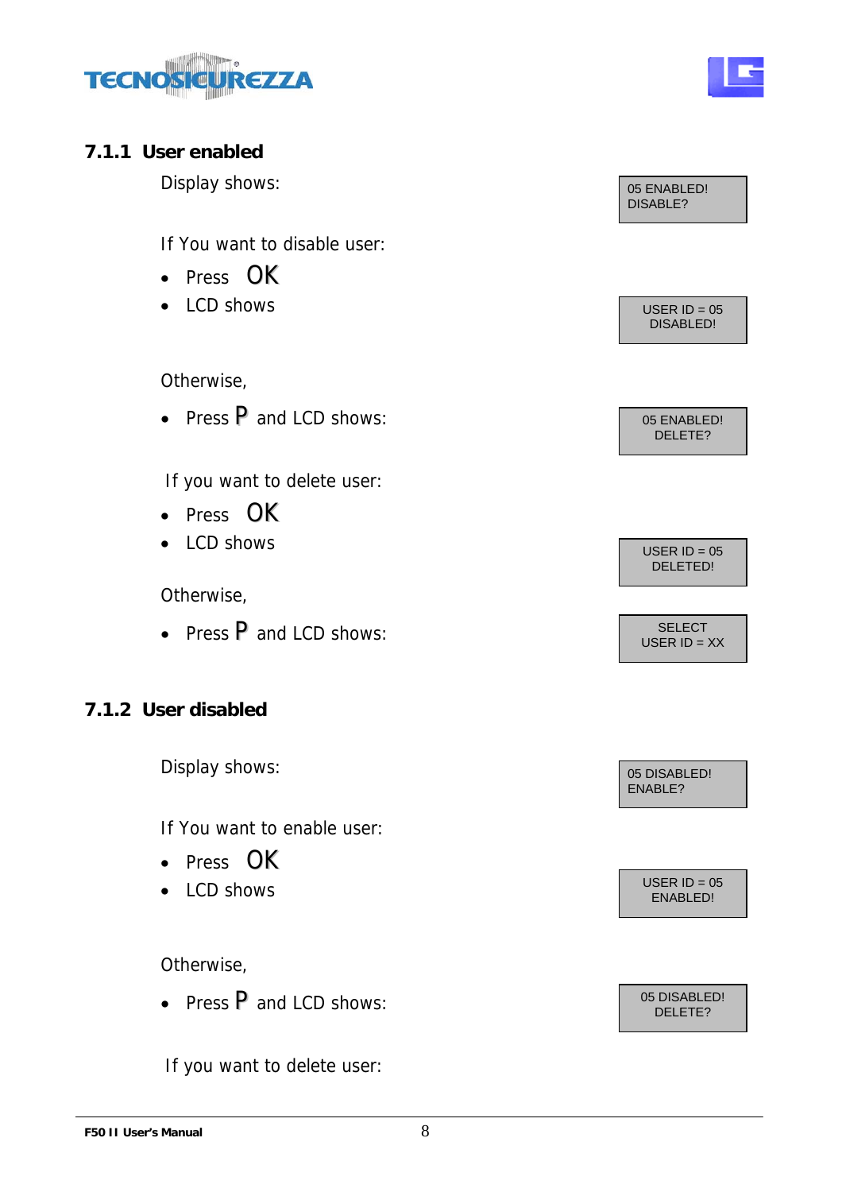### 7.1.1 User enabled

Display shows:

```
05 ENABLED!
DISABLE?
```

If You want to disable user:

- Press **OK**
- LCD shows

```
USER ID = 05
DISABLED!
```

Otherwise,

- Press **P** and LCD shows:

```
05 ENABLED!
DELETE?
```

If you want to delete user:

- Press **OK**
- LCD shows

```
USER ID = 05
DELETED!
```

Otherwise,

- Press **P** and LCD shows:

```
SELECT
USER ID = XX
```

### 7.1.2 User disabled

Display shows:

```
05 DISABLED!
ENABLE?
```

If You want to enable user:

- Press **OK**
- LCD shows

```
USER ID = 05
ENABLED!
```

Otherwise,

- Press **P** and LCD shows:

```
05 DISABLED!
DELETE?
```

If you want to delete user: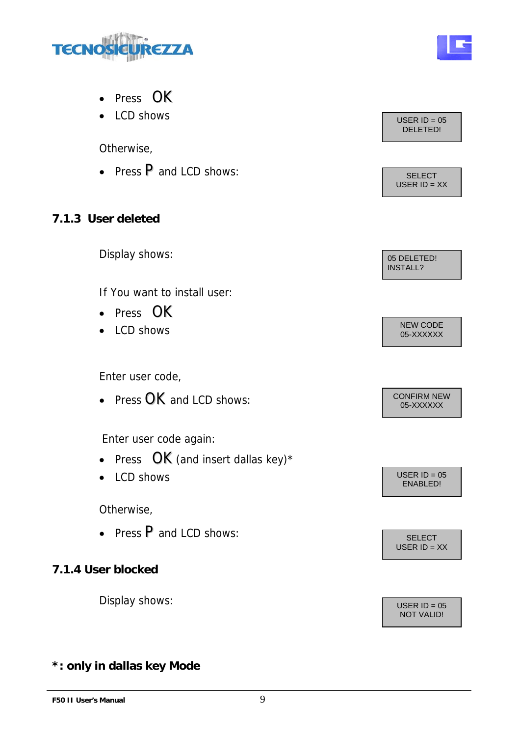- Press **OK**
- LCD shows

```
USER ID = 05
DELETED!
```

Otherwise,

- Press **P** and LCD shows:

```
SELECT
USER ID = XX
```

### 7.1.3 User deleted

Display shows:

```
05 DELETED!
INSTALL?
```

If You want to install user:

- Press **OK**
- LCD shows

```
NEW CODE
05-XXXXXX
```

Enter user code,

- Press **OK** and LCD shows:

```
CONFIRM NEW
05-XXXXXX
```

Enter user code again:

- Press **OK** (and insert dallas key)*
- LCD shows

```
USER ID = 05
ENABLED!
```

Otherwise,

- Press **P** and LCD shows:

```
SELECT
USER ID = XX
```

### 7.1.4 User blocked

Display shows:

```
USER ID = 05
NOT VALID!
```

**\*: only in dallas key Mode**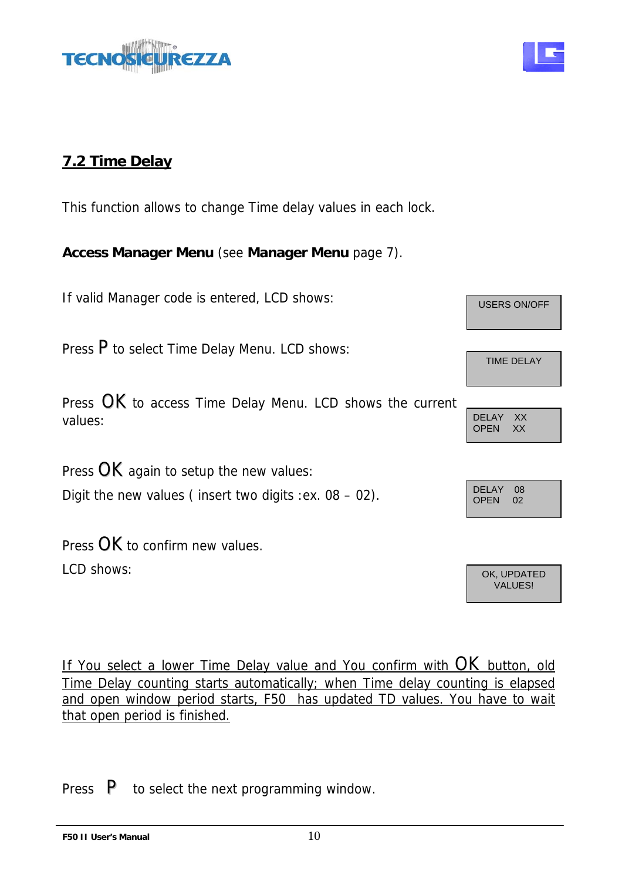## 7.2 Time Delay

This function allows to change Time delay values in each lock.

**Access Manager Menu** (see **Manager Menu** page 7).

If valid Manager code is entered, LCD shows:

```
USERS ON/OFF
```

Press P to select Time Delay Menu. LCD shows:

```
TIME DELAY
```

Press OK to access Time Delay Menu. LCD shows the current values:

```
DELAY   XX
OPEN    XX
```

Press OK again to setup the new values:

Digit the new values ( insert two digits :ex. 08 – 02).

```
DELAY   08
OPEN    02
```

Press OK to confirm new values.

LCD shows:

```
OK, UPDATED
VALUES!
```

<u>If You select a lower Time Delay value and You confirm with OK button, old Time Delay counting starts automatically; when Time delay counting is elapsed and open window period starts, F50 has updated TD values. You have to wait that open period is finished.</u>

Press P to select the next programming window.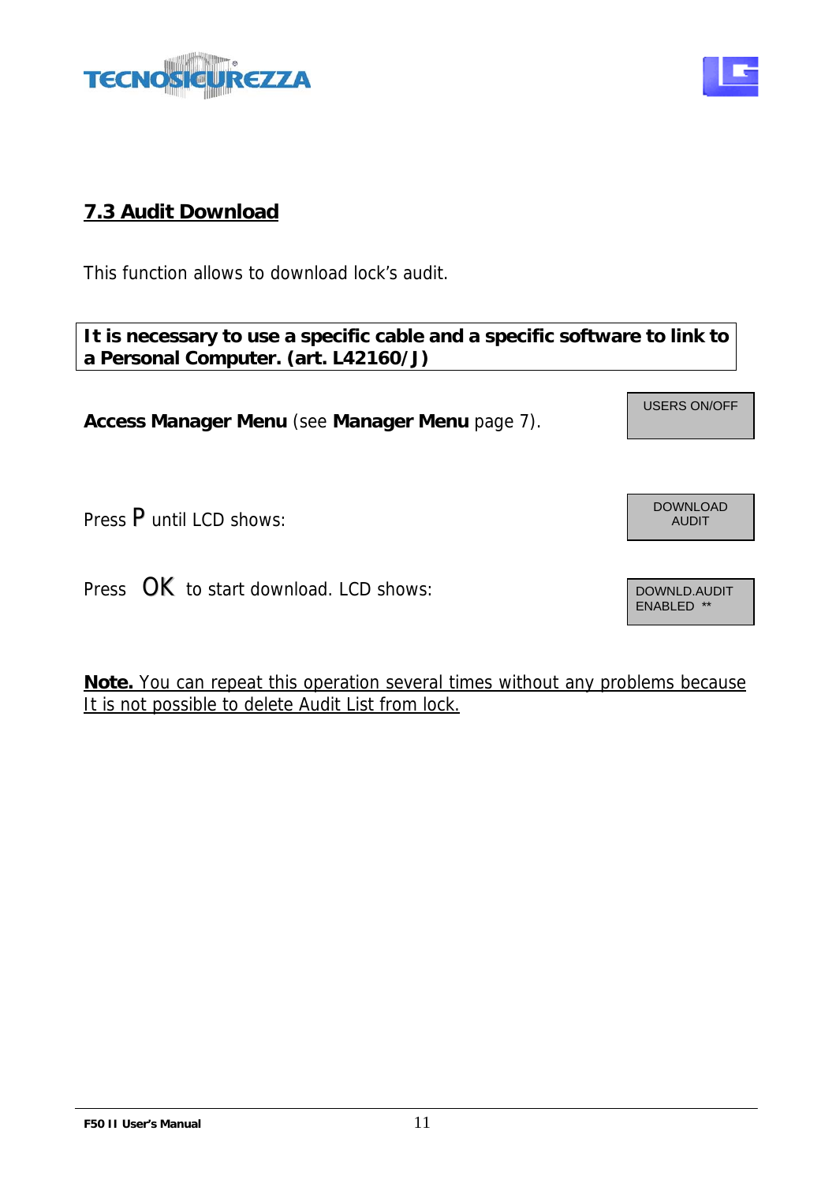## 7.3 Audit Download

This function allows to download lock's audit.

**It is necessary to use a specific cable and a specific software to link to a Personal Computer. (art. L42160/J)**

**Access Manager Menu** (see **Manager Menu** page 7).

USERS ON/OFF

Press P until LCD shows:

DOWNLOAD AUDIT

Press OK to start download. LCD shows:

DOWNLD.AUDIT ENABLED **

**Note.** You can repeat this operation several times without any problems because It is not possible to delete Audit List from lock.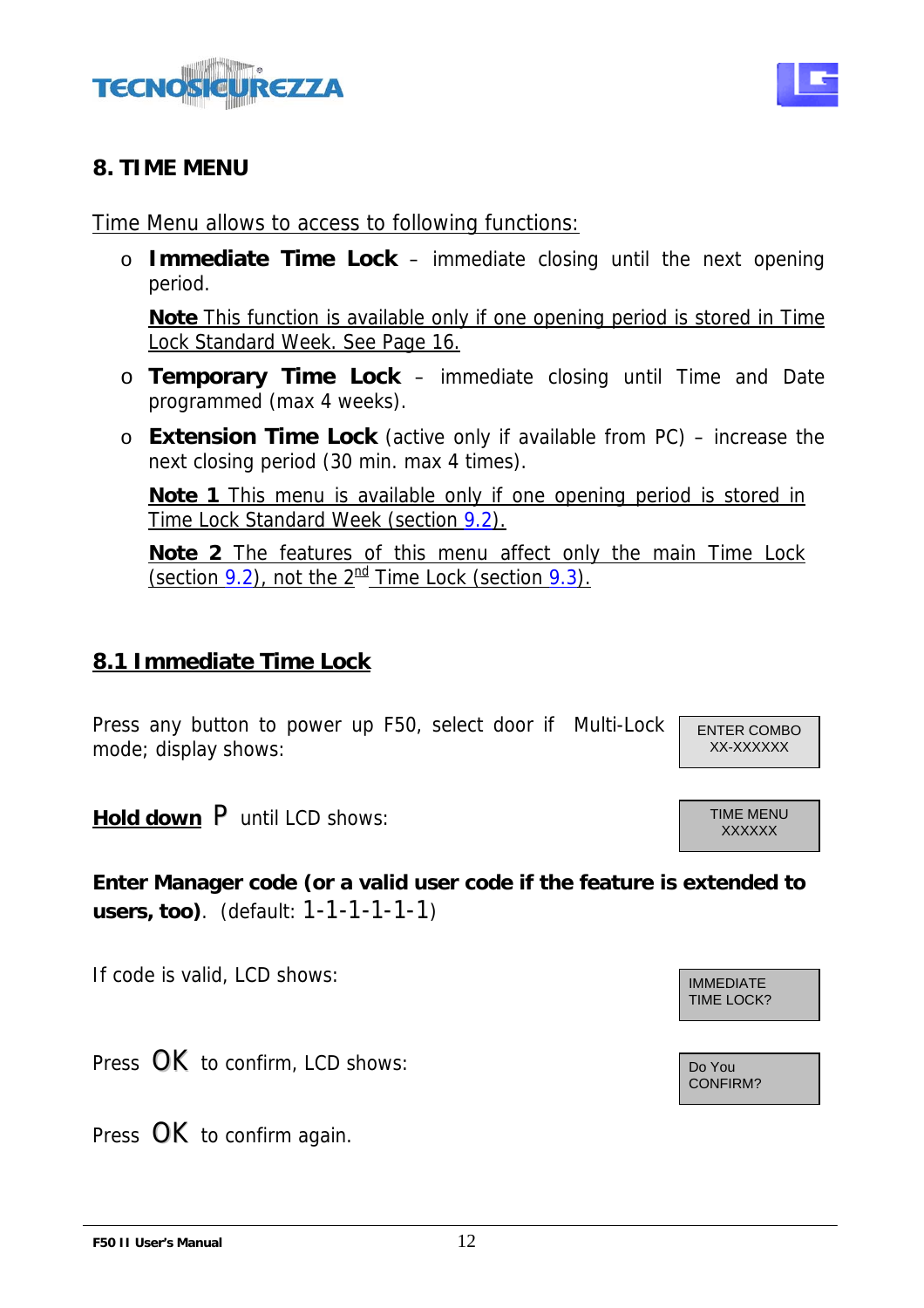# 8. TIME MENU

Time Menu allows to access to following functions:

- **Immediate Time Lock** – immediate closing until the next opening period.

  **Note** This function is available only if one opening period is stored in Time Lock Standard Week. See Page 16.

- **Temporary Time Lock** – immediate closing until Time and Date programmed (max 4 weeks).
- **Extension Time Lock** (active only if available from PC) – increase the next closing period (30 min. max 4 times).

  **Note 1** This menu is available only if one opening period is stored in Time Lock Standard Week (section 9.2).

  **Note 2** The features of this menu affect only the main Time Lock (section 9.2), not the 2nd Time Lock (section 9.3).

## 8.1 Immediate Time Lock

Press any button to power up F50, select door if Multi-Lock mode; display shows:

```
ENTER COMBO
XX-XXXXXX
```

**Hold down** P until LCD shows:

```
TIME MENU
XXXXXX
```

**Enter Manager code (or a valid user code if the feature is extended to users, too)**. (default: 1-1-1-1-1-1)

If code is valid, LCD shows:

```
IMMEDIATE
TIME LOCK?
```

Press OK to confirm, LCD shows:

```
Do You
CONFIRM?
```

Press OK to confirm again.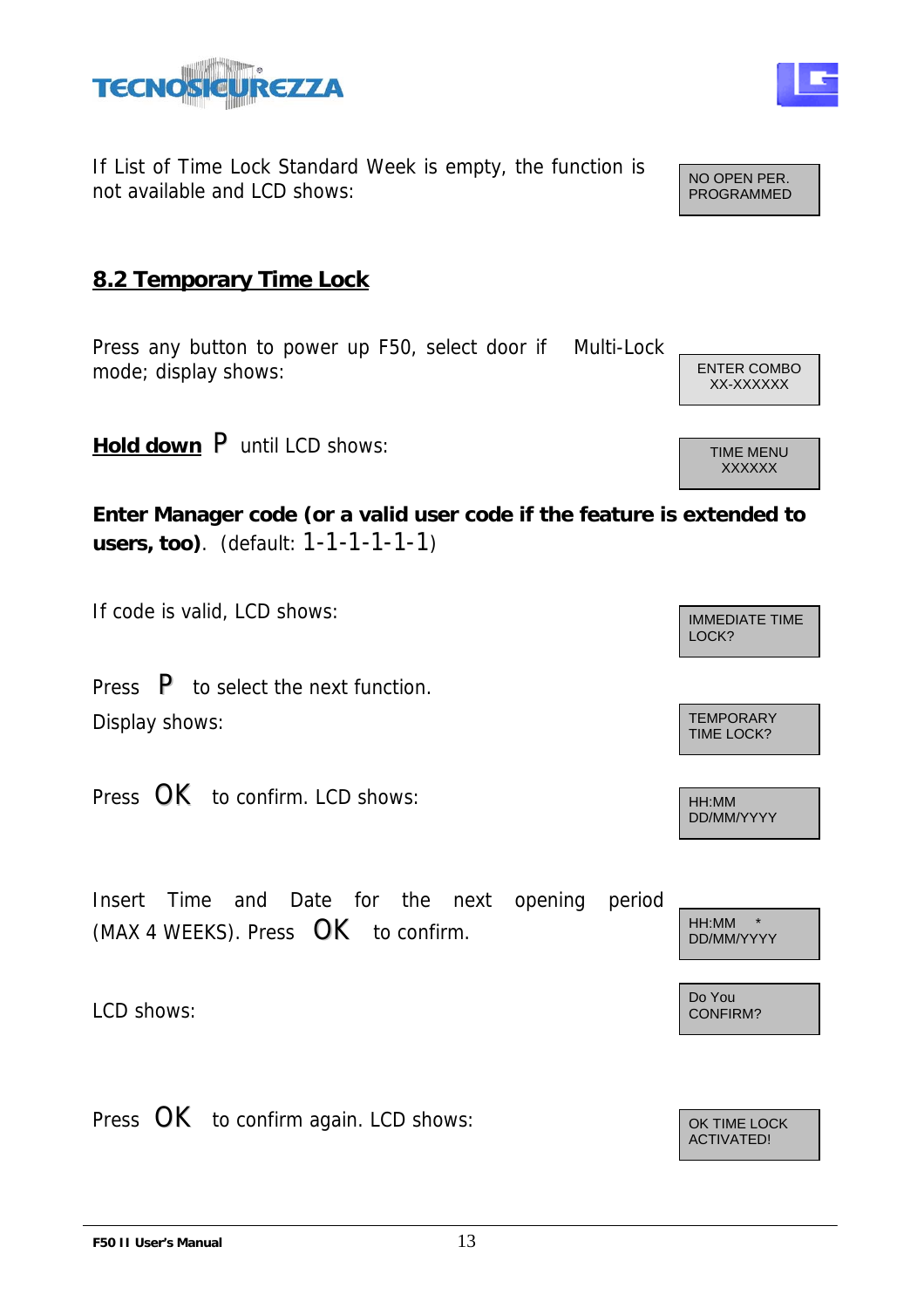If List of Time Lock Standard Week is empty, the function is not available and LCD shows:

```
NO OPEN PER.
PROGRAMMED
```

## 8.2 Temporary Time Lock

Press any button to power up F50, select door if Multi-Lock mode; display shows:

```
ENTER COMBO
XX-XXXXXX
```

**Hold down** P until LCD shows:

```
TIME MENU
XXXXXX
```

**Enter Manager code (or a valid user code if the feature is extended to users, too)**. (default: 1-1-1-1-1-1)

If code is valid, LCD shows:

```
IMMEDIATE TIME
LOCK?
```

Press P to select the next function.

Display shows:

```
TEMPORARY
TIME LOCK?
```

Press OK to confirm. LCD shows:

```
HH:MM
DD/MM/YYYY
```

Insert Time and Date for the next opening period (MAX 4 WEEKS). Press OK to confirm.

```
HH:MM    *
DD/MM/YYYY
```

LCD shows:

```
Do You
CONFIRM?
```

Press OK to confirm again. LCD shows:

```
OK TIME LOCK
ACTIVATED!
```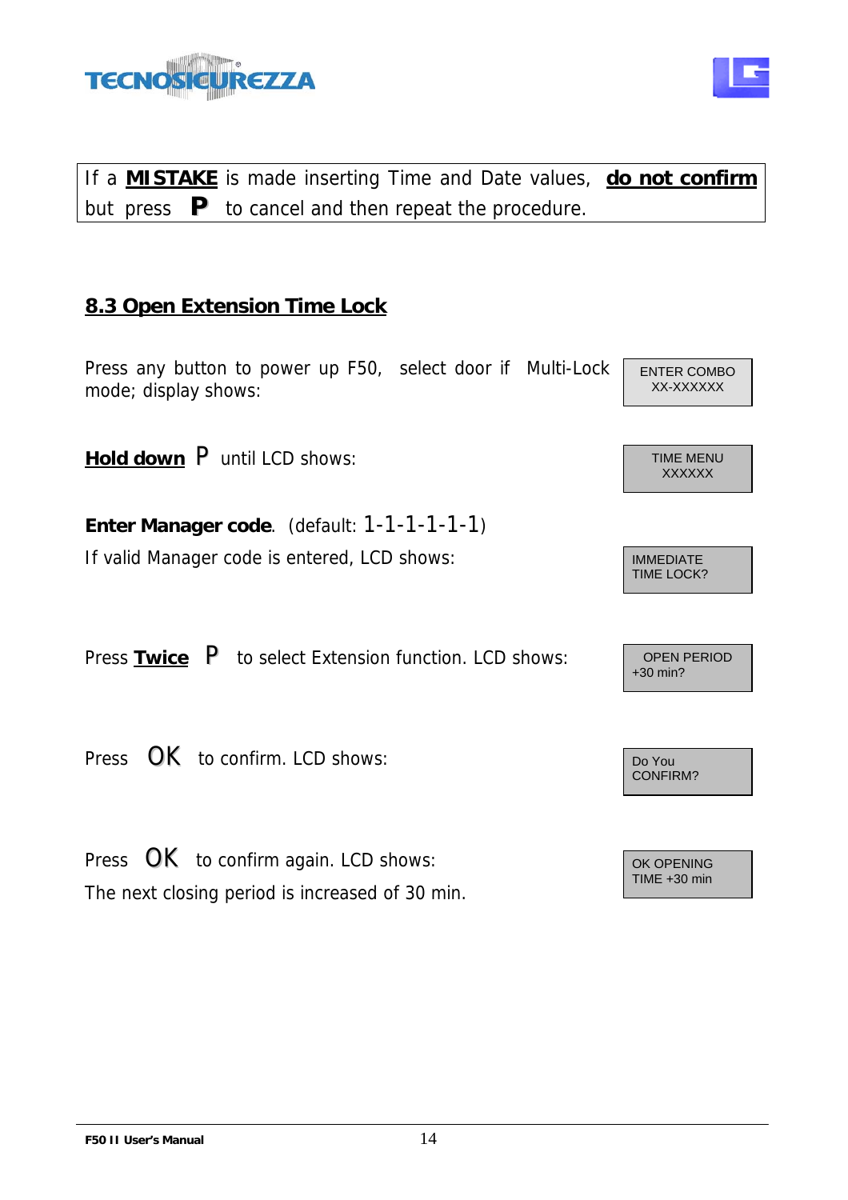If a **MISTAKE** is made inserting Time and Date values, **do not confirm** but press **P** to cancel and then repeat the procedure.

## 8.3 Open Extension Time Lock

| Instruction | LCD display |
|---|---|
| Press any button to power up F50, select door if Multi-Lock mode; display shows: | ENTER COMBO XX-XXXXXX |
| **Hold down** P until LCD shows: | TIME MENU XXXXXX |
| **Enter Manager code**. (default: 1-1-1-1-1-1) If valid Manager code is entered, LCD shows: | IMMEDIATE TIME LOCK? |
| Press **Twice** P to select Extension function. LCD shows: | OPEN PERIOD +30 min? |
| Press OK to confirm. LCD shows: | Do You CONFIRM? |
| Press OK to confirm again. LCD shows: The next closing period is increased of 30 min. | OK OPENING TIME +30 min |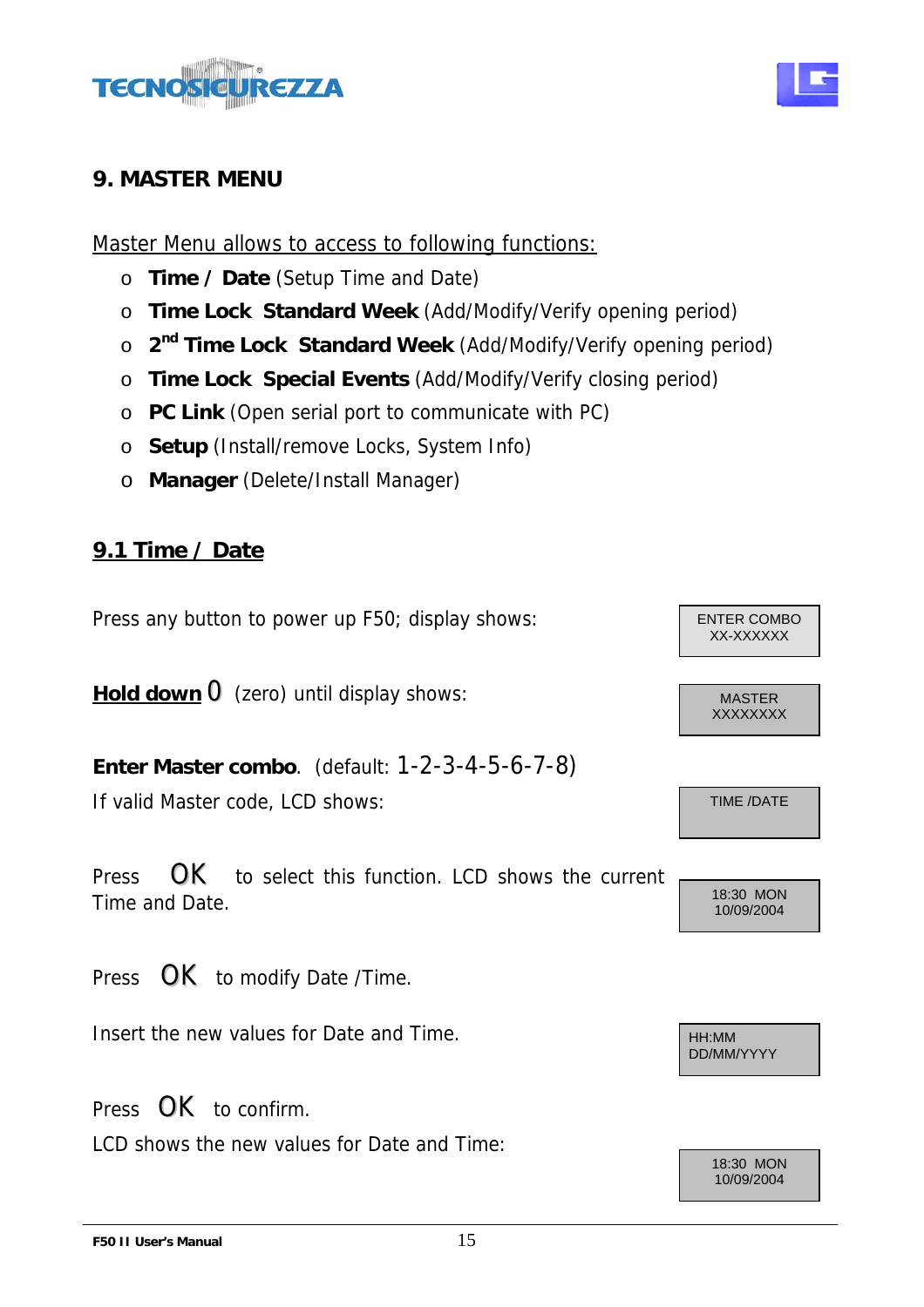## 9. MASTER MENU

Master Menu allows to access to following functions:

- **Time / Date** (Setup Time and Date)
- **Time Lock Standard Week** (Add/Modify/Verify opening period)
- **2nd Time Lock Standard Week** (Add/Modify/Verify opening period)
- **Time Lock Special Events** (Add/Modify/Verify closing period)
- **PC Link** (Open serial port to communicate with PC)
- **Setup** (Install/remove Locks, System Info)
- **Manager** (Delete/Install Manager)

### 9.1 Time / Date

Press any button to power up F50; display shows:

```
ENTER COMBO
XX-XXXXXX
```

**Hold down** 0 (zero) until display shows:

```
MASTER
XXXXXXXX
```

**Enter Master combo**. (default: 1-2-3-4-5-6-7-8)

If valid Master code, LCD shows:

```
TIME /DATE
```

Press OK to select this function. LCD shows the current Time and Date.

```
18:30 MON
10/09/2004
```

Press OK to modify Date /Time.

Insert the new values for Date and Time.

```
HH:MM
DD/MM/YYYY
```

Press OK to confirm.

LCD shows the new values for Date and Time:

```
18:30 MON
10/09/2004
```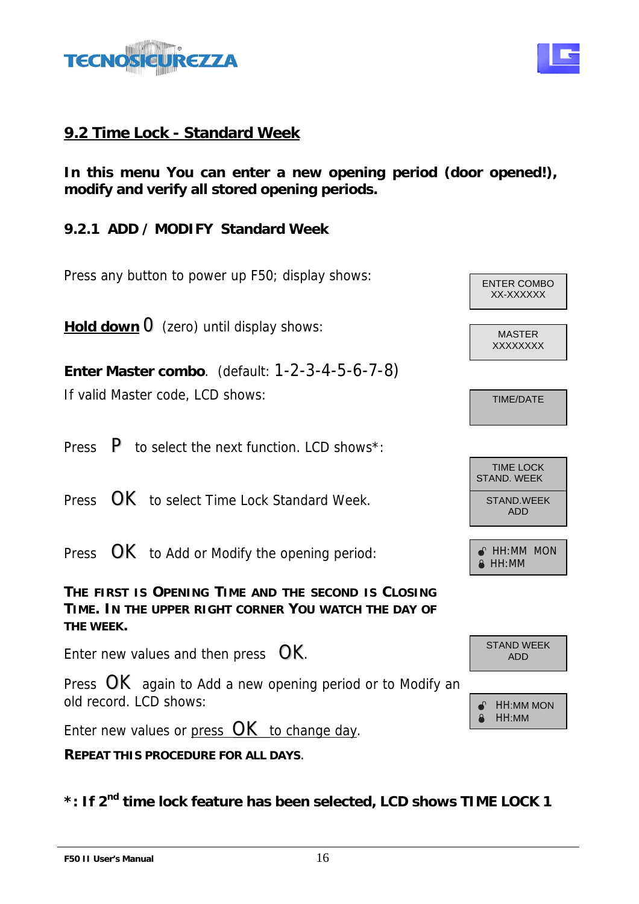## 9.2 Time Lock - Standard Week

**In this menu You can enter a new opening period (door opened!), modify and verify all stored opening periods.**

### 9.2.1 ADD / MODIFY Standard Week

Press any button to power up F50; display shows:

```
ENTER COMBO
XX-XXXXXX
```

**Hold down** 0 (zero) until display shows:

```
MASTER
XXXXXXXX
```

**Enter Master combo**. (default: 1-2-3-4-5-6-7-8)

If valid Master code, LCD shows:

```
TIME/DATE
```

Press P to select the next function. LCD shows*:

```
TIME LOCK
STAND. WEEK
```

Press OK to select Time Lock Standard Week.

```
STAND.WEEK
ADD
```

Press OK to Add or Modify the opening period:

```
HH:MM  MON
HH:MM
```

**THE FIRST IS OPENING TIME AND THE SECOND IS CLOSING TIME. IN THE UPPER RIGHT CORNER YOU WATCH THE DAY OF THE WEEK.**

Enter new values and then press OK.

```
STAND WEEK
ADD
```

Press OK again to Add a new opening period or to Modify an old record. LCD shows:

```
HH:MM MON
HH:MM
```

Enter new values or press OK to change day.

**REPEAT THIS PROCEDURE FOR ALL DAYS.**

***: If 2nd time lock feature has been selected, LCD shows TIME LOCK 1**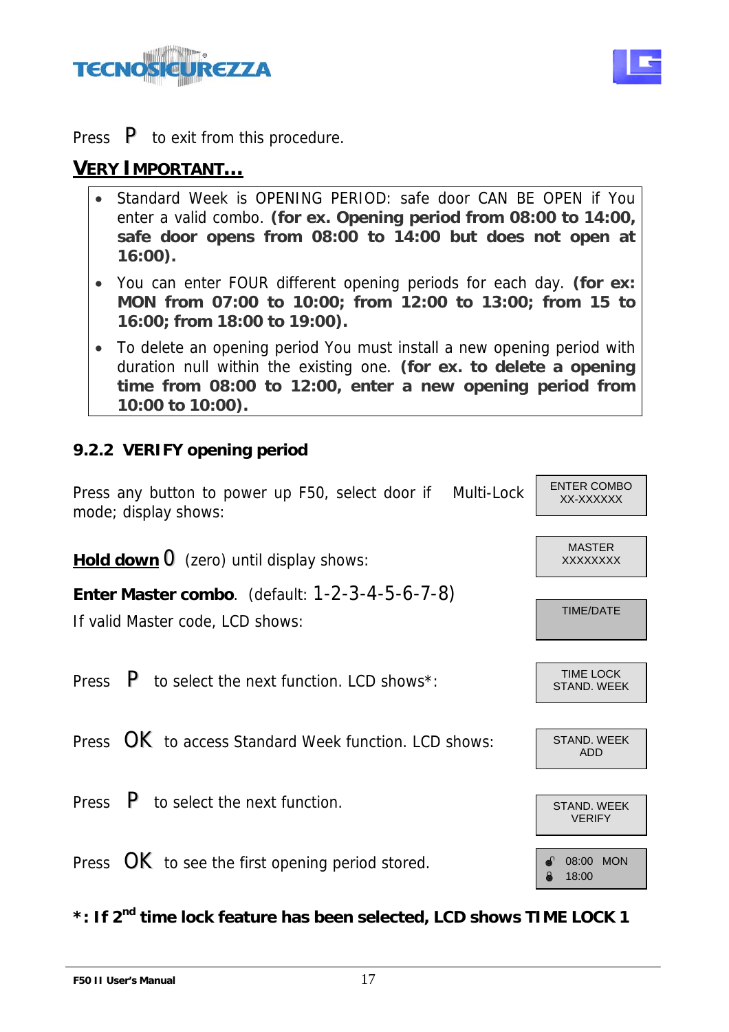Press **P** to exit from this procedure.

## VERY IMPORTANT…

- Standard Week is OPENING PERIOD: safe door CAN BE OPEN if You enter a valid combo. **(for ex. Opening period from 08:00 to 14:00, safe door opens from 08:00 to 14:00 but does not open at 16:00).**
- You can enter FOUR different opening periods for each day. **(for ex: MON from 07:00 to 10:00; from 12:00 to 13:00; from 15 to 16:00; from 18:00 to 19:00).**
- To delete an opening period You must install a new opening period with duration null within the existing one. **(for ex. to delete a opening time from 08:00 to 12:00, enter a new opening period from 10:00 to 10:00).**

### 9.2.2 VERIFY opening period

| Instruction | LCD |
|---|---|
| Press any button to power up F50, select door if Multi-Lock mode; display shows: | ENTER COMBO XX-XXXXXX |
| **Hold down** 0 (zero) until display shows: | MASTER XXXXXXXX |
| **Enter Master combo**. (default: 1-2-3-4-5-6-7-8) If valid Master code, LCD shows: | TIME/DATE |
| Press **P** to select the next function. LCD shows*: | TIME LOCK STAND. WEEK |
| Press **OK** to access Standard Week function. LCD shows: | STAND. WEEK ADD |
| Press **P** to select the next function. | STAND. WEEK VERIFY |
| Press **OK** to see the first opening period stored. | 08:00 MON 18:00 |

***: If 2nd time lock feature has been selected, LCD shows TIME LOCK 1**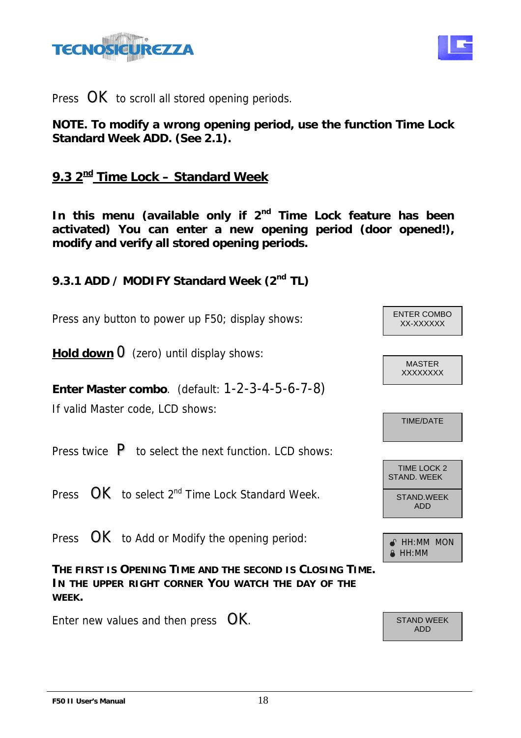Press **OK** to scroll all stored opening periods.

**NOTE. To modify a wrong opening period, use the function Time Lock Standard Week ADD. (See 2.1).**

## 9.3 2nd Time Lock – Standard Week

**In this menu (available only if 2nd Time Lock feature has been activated) You can enter a new opening period (door opened!), modify and verify all stored opening periods.**

### 9.3.1 ADD / MODIFY Standard Week (2nd TL)

Press any button to power up F50; display shows:

```
ENTER COMBO
XX-XXXXXX
```

**Hold down** 0 (zero) until display shows:

```
MASTER
XXXXXXXX
```

**Enter Master combo**. (default: 1-2-3-4-5-6-7-8)

If valid Master code, LCD shows:

```
TIME/DATE
```

Press twice **P** to select the next function. LCD shows:

```
TIME LOCK 2
STAND. WEEK
```

Press **OK** to select 2nd Time Lock Standard Week.

```
STAND.WEEK
ADD
```

Press **OK** to Add or Modify the opening period:

```
HH:MM  MON
HH:MM
```

**THE FIRST IS OPENING TIME AND THE SECOND IS CLOSING TIME. IN THE UPPER RIGHT CORNER YOU WATCH THE DAY OF THE WEEK.**

Enter new values and then press **OK**.

```
STAND WEEK
ADD
```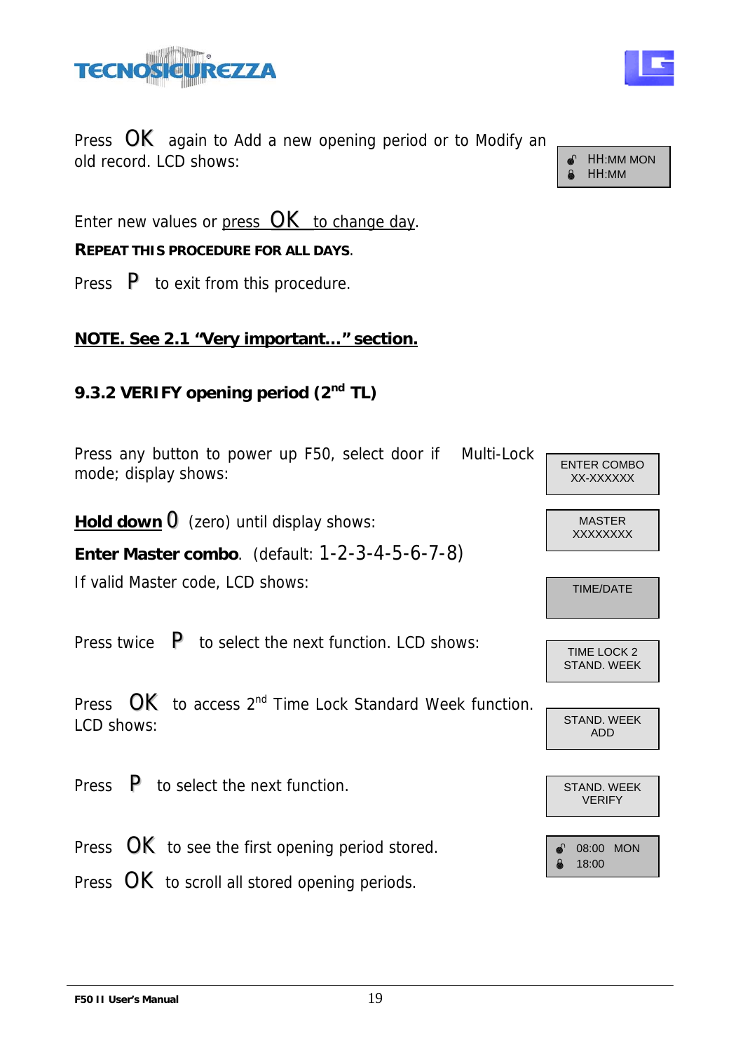Press **OK** again to Add a new opening period or to Modify an old record. LCD shows:

| HH:MM MON<br>HH:MM |
|---|

Enter new values or press **OK** to change day.

**REPEAT THIS PROCEDURE FOR ALL DAYS.**

Press **P** to exit from this procedure.

**NOTE. See 2.1 "Very important…" section.**

### 9.3.2 VERIFY opening period (2nd TL)

Press any button to power up F50, select door if Multi-Lock mode; display shows:

| ENTER COMBO<br>XX-XXXXXX |
|---|

**Hold down** 0 (zero) until display shows:

| MASTER<br>XXXXXXXX |
|---|

**Enter Master combo**. (default: 1-2-3-4-5-6-7-8)

If valid Master code, LCD shows:

| TIME/DATE |
|---|

Press twice **P** to select the next function. LCD shows:

| TIME LOCK 2<br>STAND. WEEK |
|---|

Press **OK** to access 2nd Time Lock Standard Week function. LCD shows:

| STAND. WEEK<br>ADD |
|---|

Press **P** to select the next function.

| STAND. WEEK<br>VERIFY |
|---|

Press **OK** to see the first opening period stored.

| 08:00 MON<br>18:00 |
|---|

Press **OK** to scroll all stored opening periods.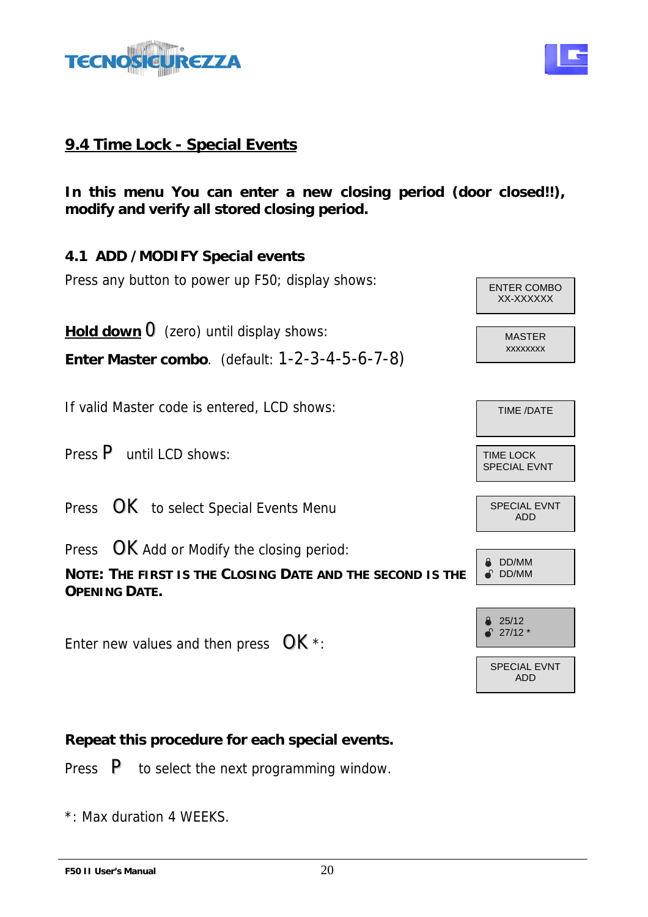## 9.4 Time Lock - Special Events

**In this menu You can enter a new closing period (door closed!!), modify and verify all stored closing period.**

### 4.1 ADD / MODIFY Special events

Press any button to power up F50; display shows:

```
ENTER COMBO
XX-XXXXXX
```

**Hold down** 0 (zero) until display shows:

```
MASTER
xxxxxxxx
```

**Enter Master combo**. (default: 1-2-3-4-5-6-7-8)

If valid Master code is entered, LCD shows:

```
TIME /DATE
```

Press P until LCD shows:

```
TIME LOCK
SPECIAL EVNT
```

Press OK to select Special Events Menu

```
SPECIAL EVNT
ADD
```

Press OK Add or Modify the closing period:

**NOTE: THE FIRST IS THE CLOSING DATE AND THE SECOND IS THE OPENING DATE.**

```
🔒 DD/MM
🔓 DD/MM
```

Enter new values and then press OK *:

```
🔒 25/12
🔓 27/12 *
```

```
SPECIAL EVNT
ADD
```

**Repeat this procedure for each special events.**

Press P to select the next programming window.

*: Max duration 4 WEEKS.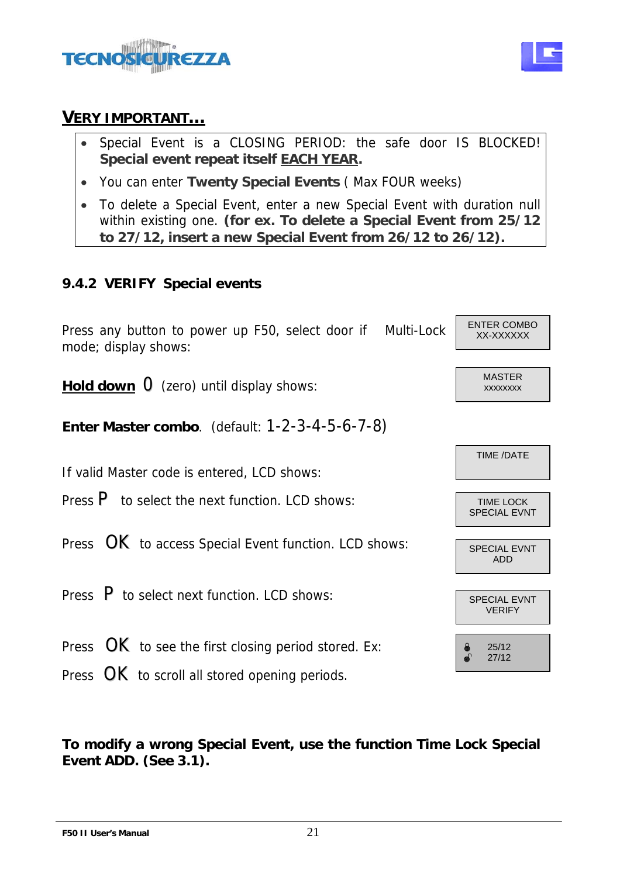## VERY IMPORTANT…

- Special Event is a CLOSING PERIOD: the safe door IS BLOCKED! **Special event repeat itself EACH YEAR.**
- You can enter **Twenty Special Events** ( Max FOUR weeks)
- To delete a Special Event, enter a new Special Event with duration null within existing one. **(for ex. To delete a Special Event from 25/12 to 27/12, insert a new Special Event from 26/12 to 26/12).**

### 9.4.2 VERIFY Special events

| Instruction | LCD |
|---|---|
| Press any button to power up F50, select door if Multi-Lock mode; display shows: | ENTER COMBO XX-XXXXXX |
| **Hold down** 0 (zero) until display shows: | MASTER xxxxxxxx |
| **Enter Master combo**. (default: 1-2-3-4-5-6-7-8) | |
| If valid Master code is entered, LCD shows: | TIME /DATE |
| Press P to select the next function. LCD shows: | TIME LOCK SPECIAL EVNT |
| Press OK to access Special Event function. LCD shows: | SPECIAL EVNT ADD |
| Press P to select next function. LCD shows: | SPECIAL EVNT VERIFY |
| Press OK to see the first closing period stored. Ex: | 🔒 25/12 🔓 27/12 |
| Press OK to scroll all stored opening periods. | |

**To modify a wrong Special Event, use the function Time Lock Special Event ADD. (See 3.1).**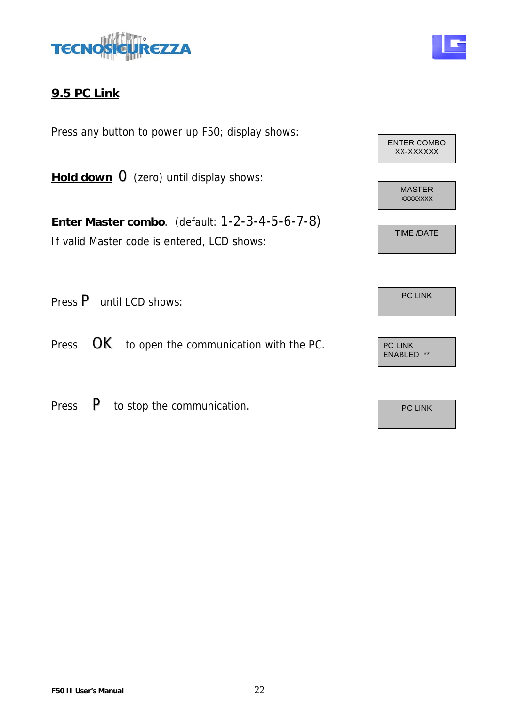## 9.5 PC Link

Press any button to power up F50; display shows:

| ENTER COMBO XX-XXXXXX |
|---|

**Hold down** 0 (zero) until display shows:

| MASTER xxxxxxxx |
|---|

**Enter Master combo**. (default: 1-2-3-4-5-6-7-8)

If valid Master code is entered, LCD shows:

| TIME /DATE |
|---|

Press P until LCD shows:

| PC LINK |
|---|

Press OK to open the communication with the PC.

| PC LINK ENABLED ** |
|---|

Press P to stop the communication.

| PC LINK |
|---|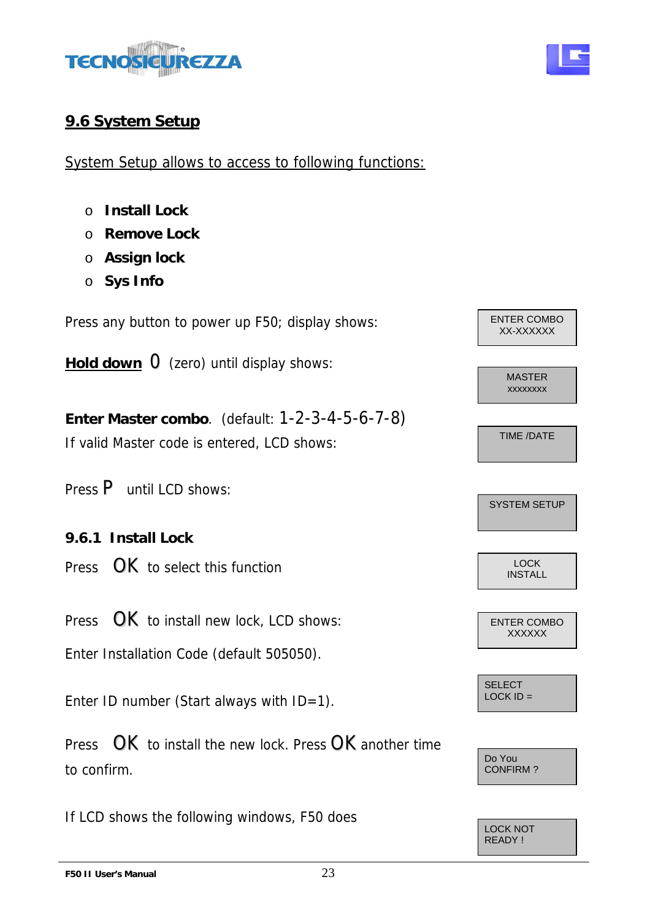## 9.6 System Setup

System Setup allows to access to following functions:

- **Install Lock**
- **Remove Lock**
- **Assign lock**
- **Sys Info**

Press any button to power up F50; display shows:

```
ENTER COMBO
XX-XXXXXX
```

**Hold down** 0 (zero) until display shows:

```
MASTER
XXXXXXXX
```

**Enter Master combo**. (default: 1-2-3-4-5-6-7-8)

If valid Master code is entered, LCD shows:

```
TIME /DATE
```

Press P until LCD shows:

```
SYSTEM SETUP
```

### 9.6.1 Install Lock

Press OK to select this function

```
LOCK
INSTALL
```

Press OK to install new lock, LCD shows:

```
ENTER COMBO
XXXXXX
```

Enter Installation Code (default 505050).

Enter ID number (Start always with ID=1).

```
SELECT
LOCK ID =
```

Press OK to install the new lock. Press OK another time to confirm.

```
Do You
CONFIRM ?
```

If LCD shows the following windows, F50 does

```
LOCK NOT
READY !
```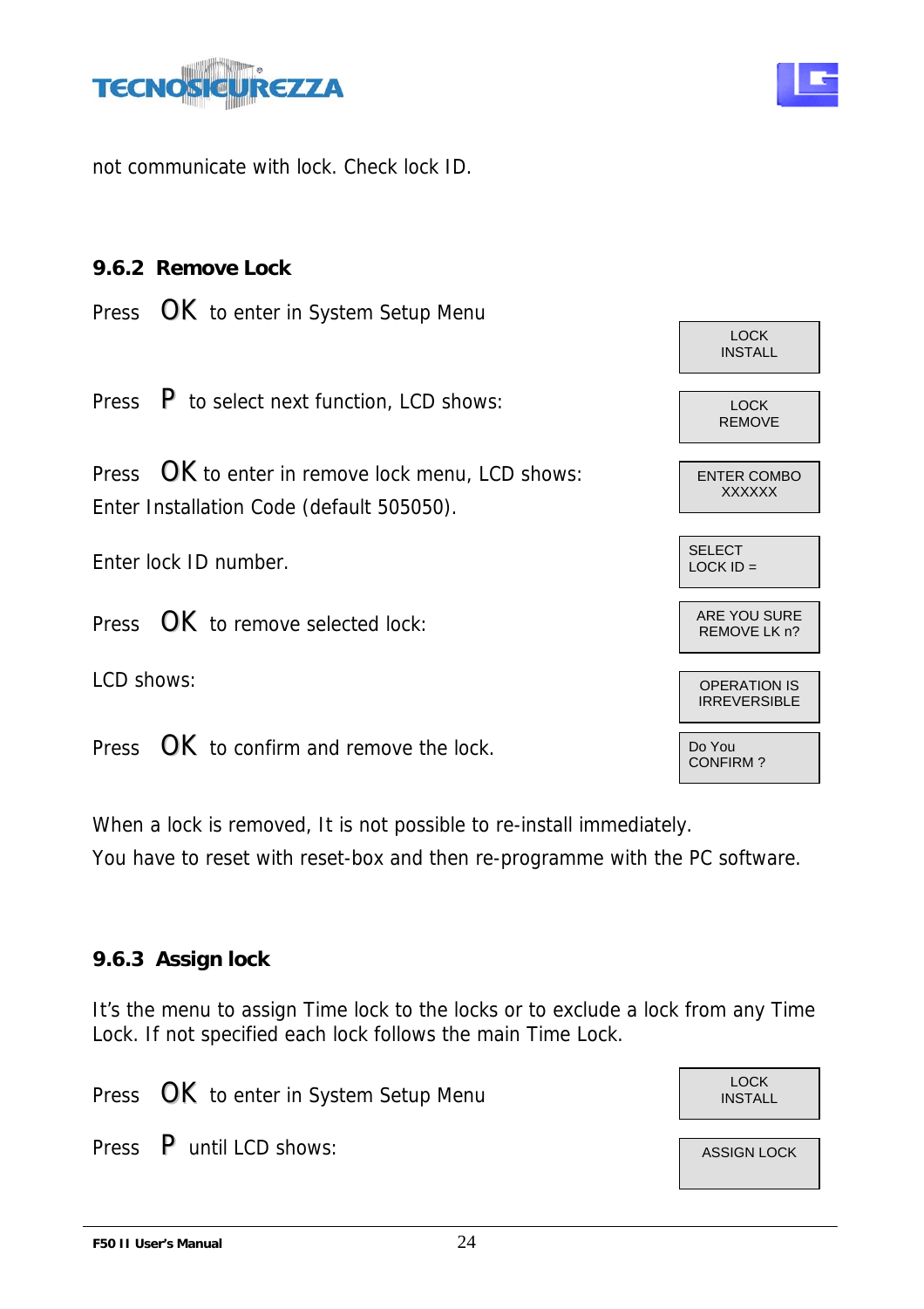not communicate with lock. Check lock ID.

### 9.6.2 Remove Lock

Press **OK** to enter in System Setup Menu

| LOCK INSTALL |
|---|

Press **P** to select next function, LCD shows:

| LOCK REMOVE |
|---|

Press **OK** to enter in remove lock menu, LCD shows:
Enter Installation Code (default 505050).

| ENTER COMBO XXXXXX |
|---|

Enter lock ID number.

| SELECT LOCK ID = |
|---|

Press **OK** to remove selected lock:

| ARE YOU SURE REMOVE LK n? |
|---|

LCD shows:

| OPERATION IS IRREVERSIBLE |
|---|

Press **OK** to confirm and remove the lock.

| Do You CONFIRM ? |
|---|

When a lock is removed, It is not possible to re-install immediately.
You have to reset with reset-box and then re-programme with the PC software.

### 9.6.3 Assign lock

It's the menu to assign Time lock to the locks or to exclude a lock from any Time Lock. If not specified each lock follows the main Time Lock.

Press **OK** to enter in System Setup Menu

| LOCK INSTALL |
|---|

Press **P** until LCD shows:

| ASSIGN LOCK |
|---|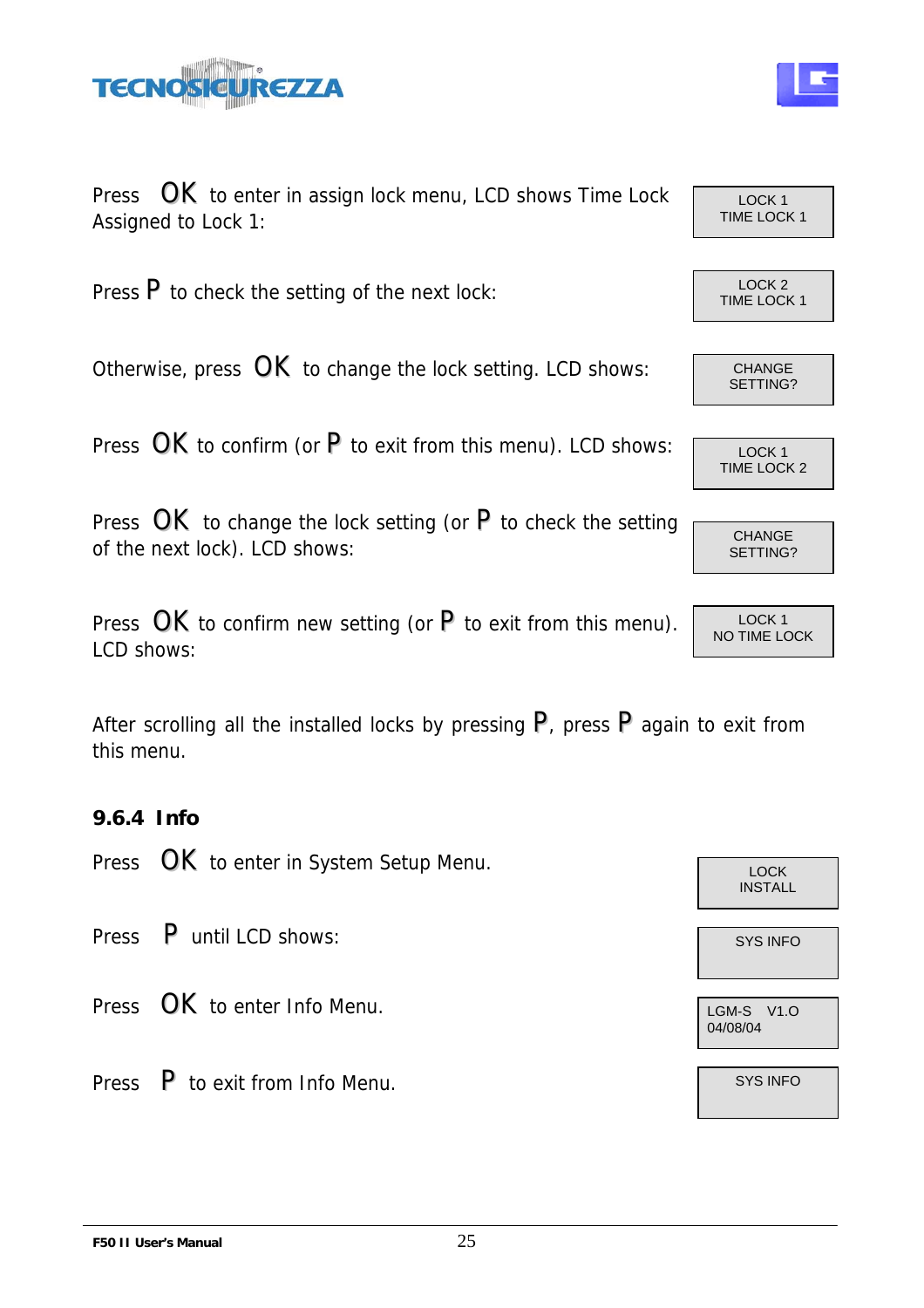Press **OK** to enter in assign lock menu, LCD shows Time Lock Assigned to Lock 1:

| LOCK 1<br>TIME LOCK 1 |
|---|

Press **P** to check the setting of the next lock:

| LOCK 2<br>TIME LOCK 1 |
|---|

Otherwise, press **OK** to change the lock setting. LCD shows:

| CHANGE<br>SETTING? |
|---|

Press **OK** to confirm (or **P** to exit from this menu). LCD shows:

| LOCK 1<br>TIME LOCK 2 |
|---|

Press **OK** to change the lock setting (or **P** to check the setting of the next lock). LCD shows:

| CHANGE<br>SETTING? |
|---|

Press **OK** to confirm new setting (or **P** to exit from this menu). LCD shows:

| LOCK 1<br>NO TIME LOCK |
|---|

After scrolling all the installed locks by pressing **P**, press **P** again to exit from this menu.

### 9.6.4 Info

Press **OK** to enter in System Setup Menu.

| LOCK<br>INSTALL |
|---|

Press **P** until LCD shows:

| SYS INFO |
|---|

Press **OK** to enter Info Menu.

| LGM-S V1.O<br>04/08/04 |
|---|

Press **P** to exit from Info Menu.

| SYS INFO |
|---|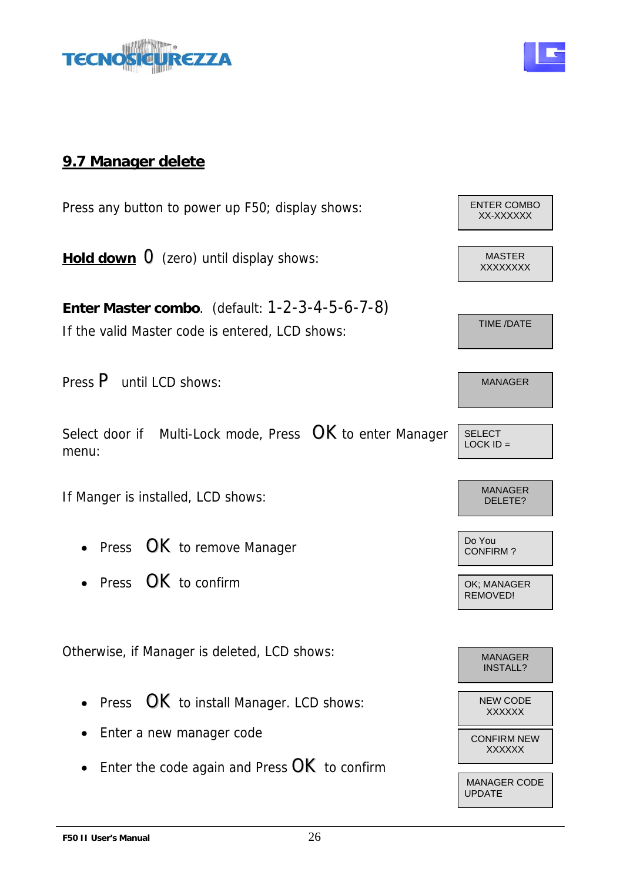## 9.7 Manager delete

Press any button to power up F50; display shows:

ENTER COMBO
XX-XXXXXX

**Hold down** 0 (zero) until display shows:

MASTER
XXXXXXXX

**Enter Master combo**. (default: 1-2-3-4-5-6-7-8)
If the valid Master code is entered, LCD shows:

TIME /DATE

Press P until LCD shows:

MANAGER

Select door if Multi-Lock mode, Press OK to enter Manager menu:

SELECT
LOCK ID =

If Manger is installed, LCD shows:

MANAGER
DELETE?

- Press OK to remove Manager

Do You
CONFIRM ?

- Press OK to confirm

OK; MANAGER
REMOVED!

Otherwise, if Manager is deleted, LCD shows:

MANAGER
INSTALL?

- Press OK to install Manager. LCD shows:

NEW CODE
XXXXXX

- Enter a new manager code

CONFIRM NEW
XXXXXX

- Enter the code again and Press OK to confirm

MANAGER CODE
UPDATE